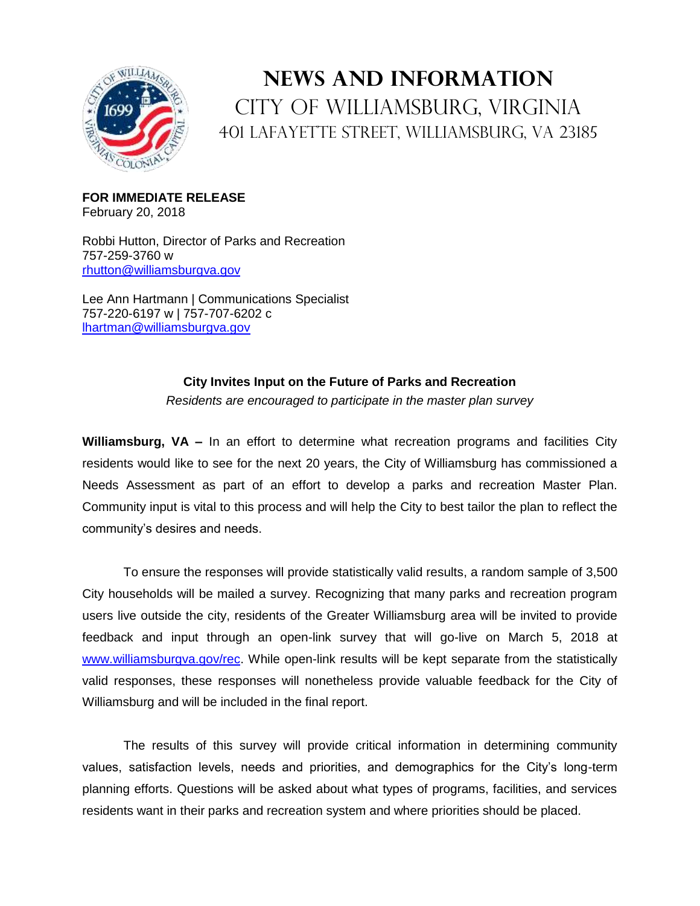# NEWS AND INFORMATION

## CITY OF WILLIAMSBURG, VIRGINIA

### 401 LAFAYETTE STREET, WILLIAMSBURG, VA 23185

**FOR IMMEDIATE RELEASE**
February 20, 2018

Robbi Hutton, Director of Parks and Recreation
757-259-3760 w
rhutton@williamsburgva.gov

Lee Ann Hartmann | Communications Specialist
757-220-6197 w | 757-707-6202 c
lhartman@williamsburgva.gov

**City Invites Input on the Future of Parks and Recreation**

*Residents are encouraged to participate in the master plan survey*

**Williamsburg, VA –** In an effort to determine what recreation programs and facilities City residents would like to see for the next 20 years, the City of Williamsburg has commissioned a Needs Assessment as part of an effort to develop a parks and recreation Master Plan. Community input is vital to this process and will help the City to best tailor the plan to reflect the community's desires and needs.

To ensure the responses will provide statistically valid results, a random sample of 3,500 City households will be mailed a survey. Recognizing that many parks and recreation program users live outside the city, residents of the Greater Williamsburg area will be invited to provide feedback and input through an open-link survey that will go-live on March 5, 2018 at www.williamsburgva.gov/rec. While open-link results will be kept separate from the statistically valid responses, these responses will nonetheless provide valuable feedback for the City of Williamsburg and will be included in the final report.

The results of this survey will provide critical information in determining community values, satisfaction levels, needs and priorities, and demographics for the City's long-term planning efforts. Questions will be asked about what types of programs, facilities, and services residents want in their parks and recreation system and where priorities should be placed.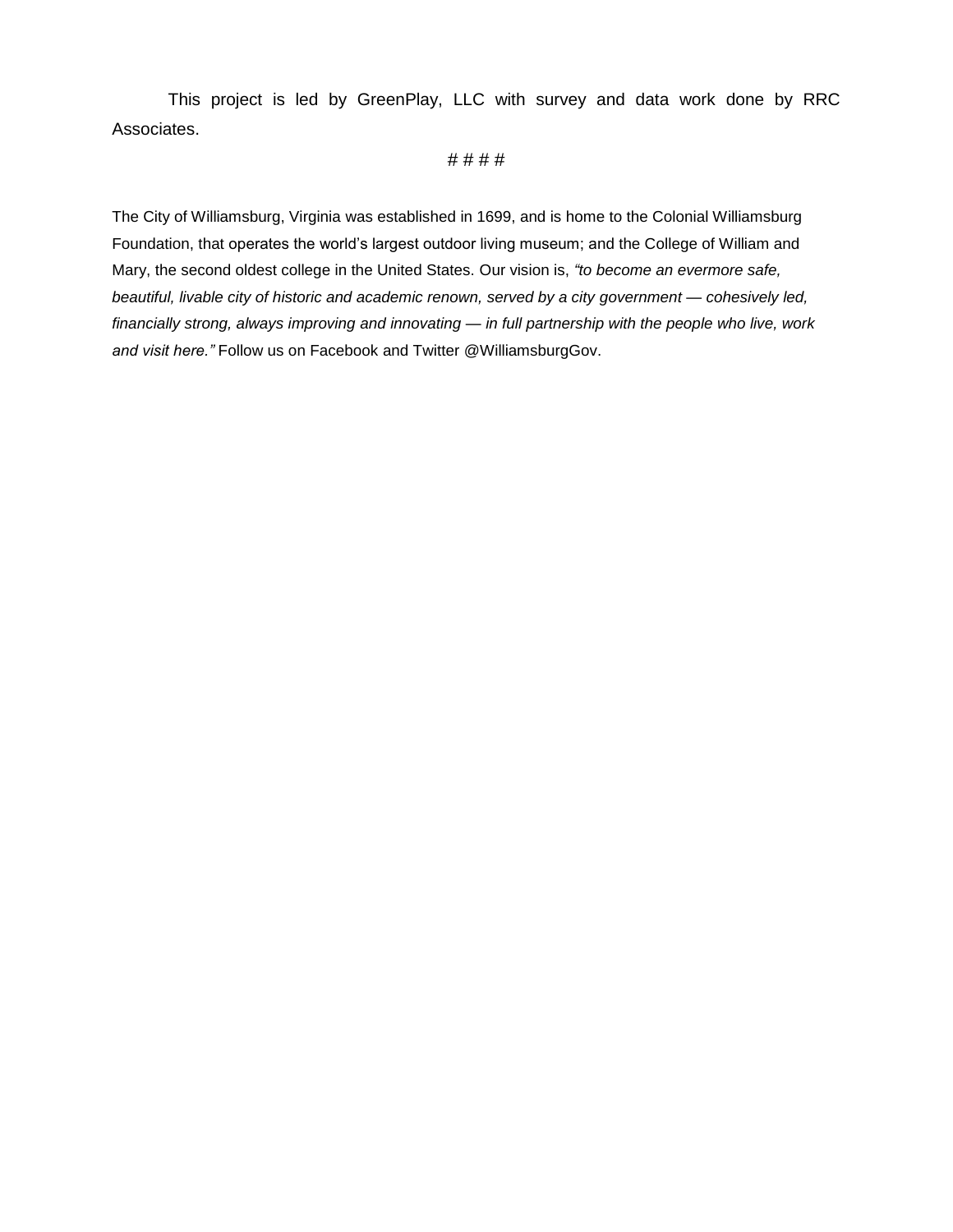This project is led by GreenPlay, LLC with survey and data work done by RRC Associates.

# # # #

The City of Williamsburg, Virginia was established in 1699, and is home to the Colonial Williamsburg Foundation, that operates the world's largest outdoor living museum; and the College of William and Mary, the second oldest college in the United States. Our vision is, *"to become an evermore safe, beautiful, livable city of historic and academic renown, served by a city government — cohesively led, financially strong, always improving and innovating — in full partnership with the people who live, work and visit here."* Follow us on Facebook and Twitter @WilliamsburgGov.